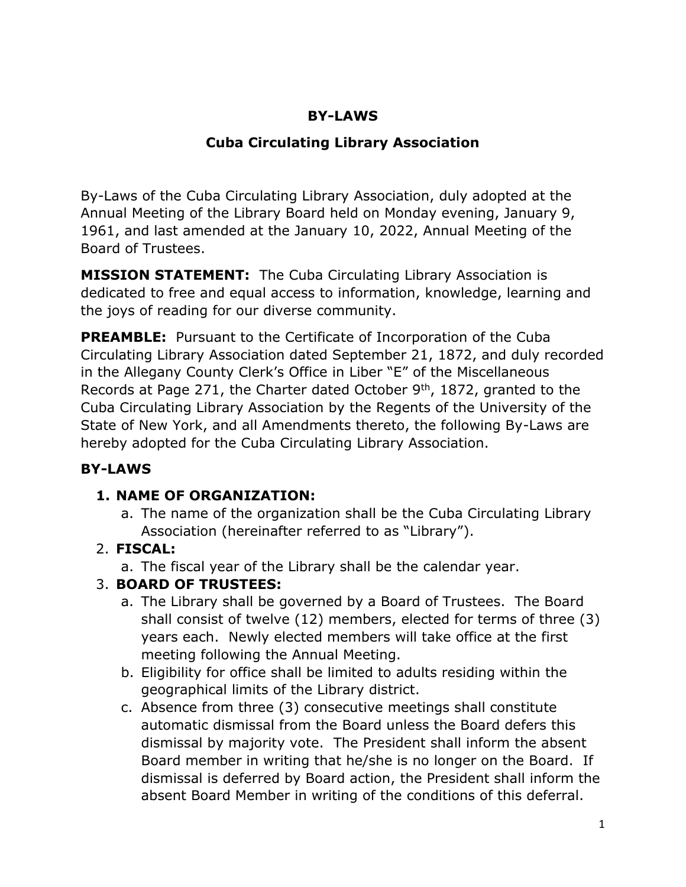# BY-LAWS

## Cuba Circulating Library Association

By-Laws of the Cuba Circulating Library Association, duly adopted at the Annual Meeting of the Library Board held on Monday evening, January 9, 1961, and last amended at the January 10, 2022, Annual Meeting of the Board of Trustees.

**MISSION STATEMENT:** The Cuba Circulating Library Association is dedicated to free and equal access to information, knowledge, learning and the joys of reading for our diverse community.

**PREAMBLE:** Pursuant to the Certificate of Incorporation of the Cuba Circulating Library Association dated September 21, 1872, and duly recorded in the Allegany County Clerk's Office in Liber "E" of the Miscellaneous Records at Page 271, the Charter dated October 9th, 1872, granted to the Cuba Circulating Library Association by the Regents of the University of the State of New York, and all Amendments thereto, the following By-Laws are hereby adopted for the Cuba Circulating Library Association.

**BY-LAWS**

1. **NAME OF ORGANIZATION:**
   a. The name of the organization shall be the Cuba Circulating Library Association (hereinafter referred to as "Library").
2. **FISCAL:**
   a. The fiscal year of the Library shall be the calendar year.
3. **BOARD OF TRUSTEES:**
   a. The Library shall be governed by a Board of Trustees. The Board shall consist of twelve (12) members, elected for terms of three (3) years each. Newly elected members will take office at the first meeting following the Annual Meeting.
   b. Eligibility for office shall be limited to adults residing within the geographical limits of the Library district.
   c. Absence from three (3) consecutive meetings shall constitute automatic dismissal from the Board unless the Board defers this dismissal by majority vote. The President shall inform the absent Board member in writing that he/she is no longer on the Board. If dismissal is deferred by Board action, the President shall inform the absent Board Member in writing of the conditions of this deferral.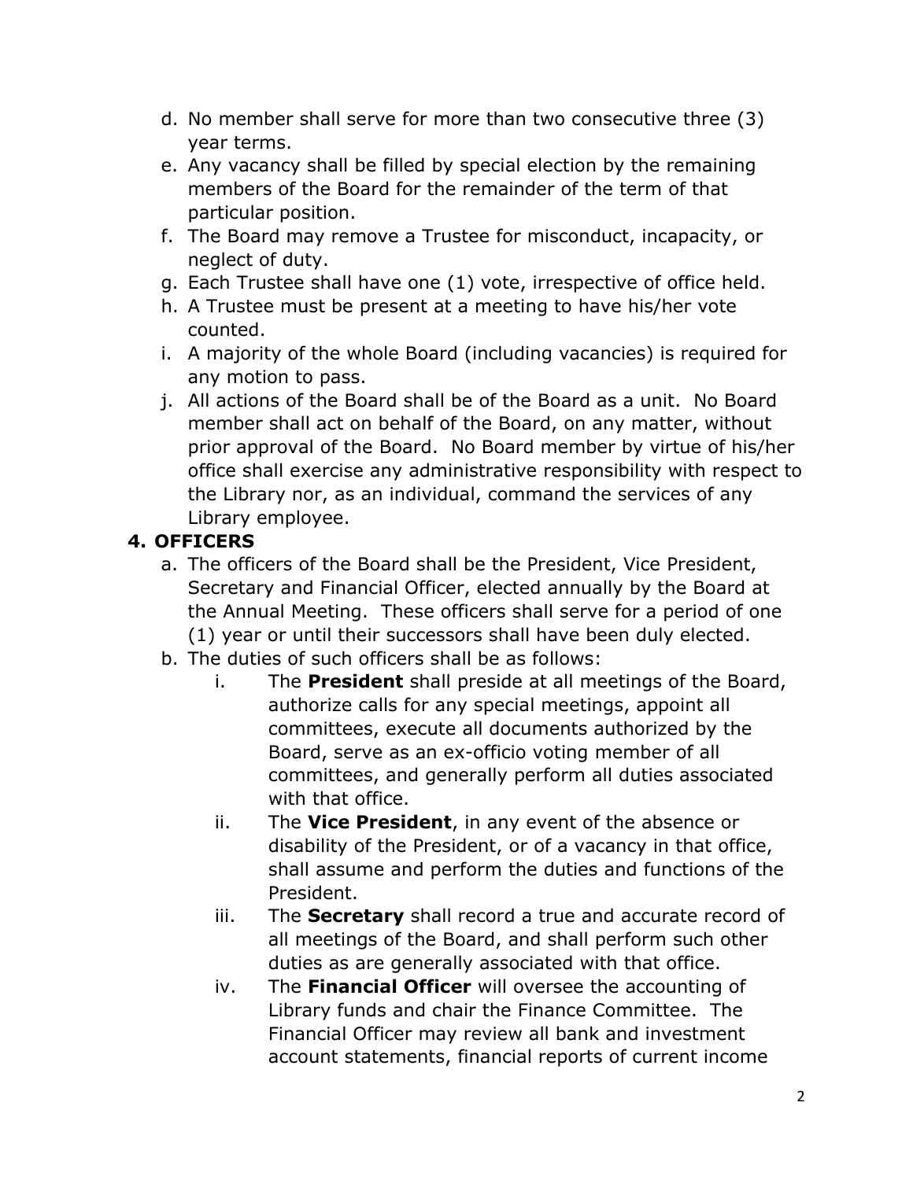d. No member shall serve for more than two consecutive three (3) year terms.
e. Any vacancy shall be filled by special election by the remaining members of the Board for the remainder of the term of that particular position.
f. The Board may remove a Trustee for misconduct, incapacity, or neglect of duty.
g. Each Trustee shall have one (1) vote, irrespective of office held.
h. A Trustee must be present at a meeting to have his/her vote counted.
i. A majority of the whole Board (including vacancies) is required for any motion to pass.
j. All actions of the Board shall be of the Board as a unit. No Board member shall act on behalf of the Board, on any matter, without prior approval of the Board. No Board member by virtue of his/her office shall exercise any administrative responsibility with respect to the Library nor, as an individual, command the services of any Library employee.

## 4. OFFICERS

a. The officers of the Board shall be the President, Vice President, Secretary and Financial Officer, elected annually by the Board at the Annual Meeting. These officers shall serve for a period of one (1) year or until their successors shall have been duly elected.
b. The duties of such officers shall be as follows:
    i. The **President** shall preside at all meetings of the Board, authorize calls for any special meetings, appoint all committees, execute all documents authorized by the Board, serve as an ex-officio voting member of all committees, and generally perform all duties associated with that office.
    ii. The **Vice President**, in any event of the absence or disability of the President, or of a vacancy in that office, shall assume and perform the duties and functions of the President.
    iii. The **Secretary** shall record a true and accurate record of all meetings of the Board, and shall perform such other duties as are generally associated with that office.
    iv. The **Financial Officer** will oversee the accounting of Library funds and chair the Finance Committee. The Financial Officer may review all bank and investment account statements, financial reports of current income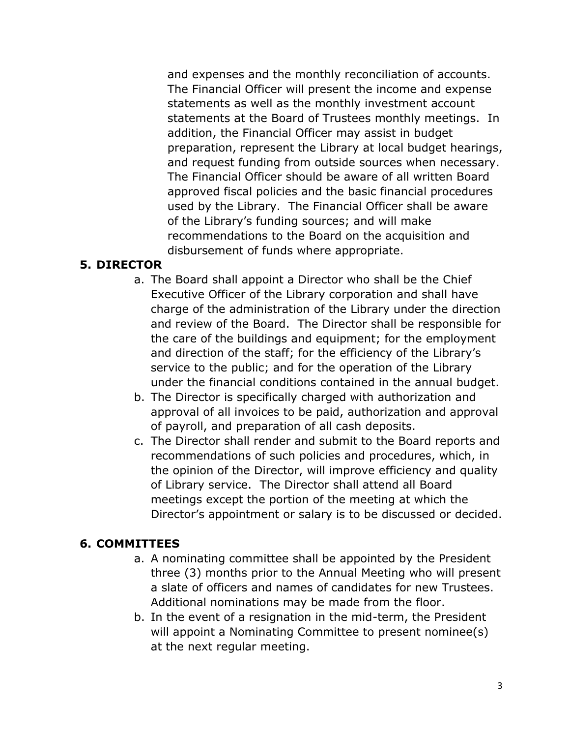and expenses and the monthly reconciliation of accounts. The Financial Officer will present the income and expense statements as well as the monthly investment account statements at the Board of Trustees monthly meetings. In addition, the Financial Officer may assist in budget preparation, represent the Library at local budget hearings, and request funding from outside sources when necessary. The Financial Officer should be aware of all written Board approved fiscal policies and the basic financial procedures used by the Library. The Financial Officer shall be aware of the Library's funding sources; and will make recommendations to the Board on the acquisition and disbursement of funds where appropriate.

## 5. DIRECTOR

a. The Board shall appoint a Director who shall be the Chief Executive Officer of the Library corporation and shall have charge of the administration of the Library under the direction and review of the Board. The Director shall be responsible for the care of the buildings and equipment; for the employment and direction of the staff; for the efficiency of the Library's service to the public; and for the operation of the Library under the financial conditions contained in the annual budget.

b. The Director is specifically charged with authorization and approval of all invoices to be paid, authorization and approval of payroll, and preparation of all cash deposits.

c. The Director shall render and submit to the Board reports and recommendations of such policies and procedures, which, in the opinion of the Director, will improve efficiency and quality of Library service. The Director shall attend all Board meetings except the portion of the meeting at which the Director's appointment or salary is to be discussed or decided.

## 6. COMMITTEES

a. A nominating committee shall be appointed by the President three (3) months prior to the Annual Meeting who will present a slate of officers and names of candidates for new Trustees. Additional nominations may be made from the floor.

b. In the event of a resignation in the mid-term, the President will appoint a Nominating Committee to present nominee(s) at the next regular meeting.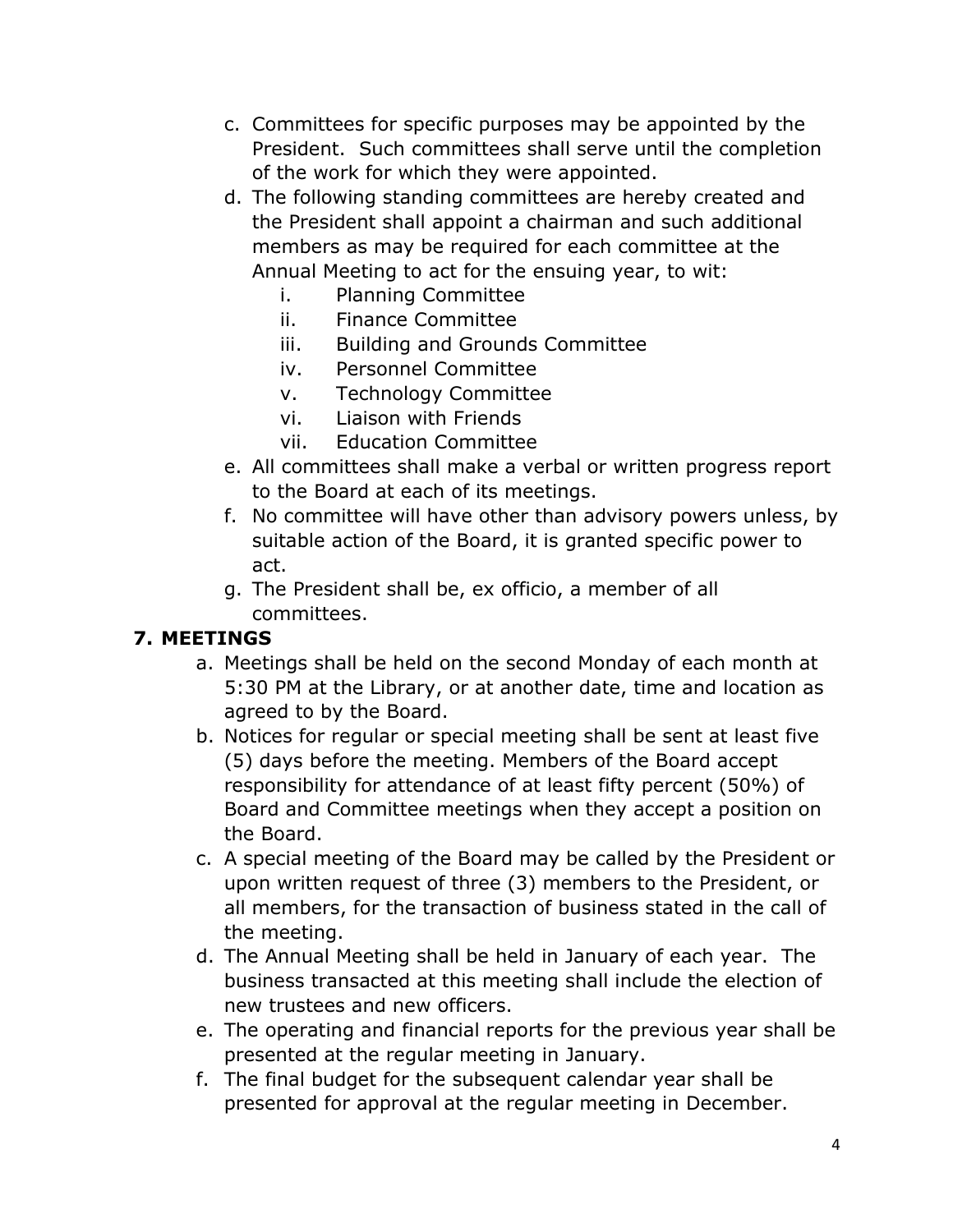c. Committees for specific purposes may be appointed by the President. Such committees shall serve until the completion of the work for which they were appointed.

d. The following standing committees are hereby created and the President shall appoint a chairman and such additional members as may be required for each committee at the Annual Meeting to act for the ensuing year, to wit:
   i. Planning Committee
   ii. Finance Committee
   iii. Building and Grounds Committee
   iv. Personnel Committee
   v. Technology Committee
   vi. Liaison with Friends
   vii. Education Committee

e. All committees shall make a verbal or written progress report to the Board at each of its meetings.

f. No committee will have other than advisory powers unless, by suitable action of the Board, it is granted specific power to act.

g. The President shall be, ex officio, a member of all committees.

## 7. MEETINGS

a. Meetings shall be held on the second Monday of each month at 5:30 PM at the Library, or at another date, time and location as agreed to by the Board.

b. Notices for regular or special meeting shall be sent at least five (5) days before the meeting. Members of the Board accept responsibility for attendance of at least fifty percent (50%) of Board and Committee meetings when they accept a position on the Board.

c. A special meeting of the Board may be called by the President or upon written request of three (3) members to the President, or all members, for the transaction of business stated in the call of the meeting.

d. The Annual Meeting shall be held in January of each year. The business transacted at this meeting shall include the election of new trustees and new officers.

e. The operating and financial reports for the previous year shall be presented at the regular meeting in January.

f. The final budget for the subsequent calendar year shall be presented for approval at the regular meeting in December.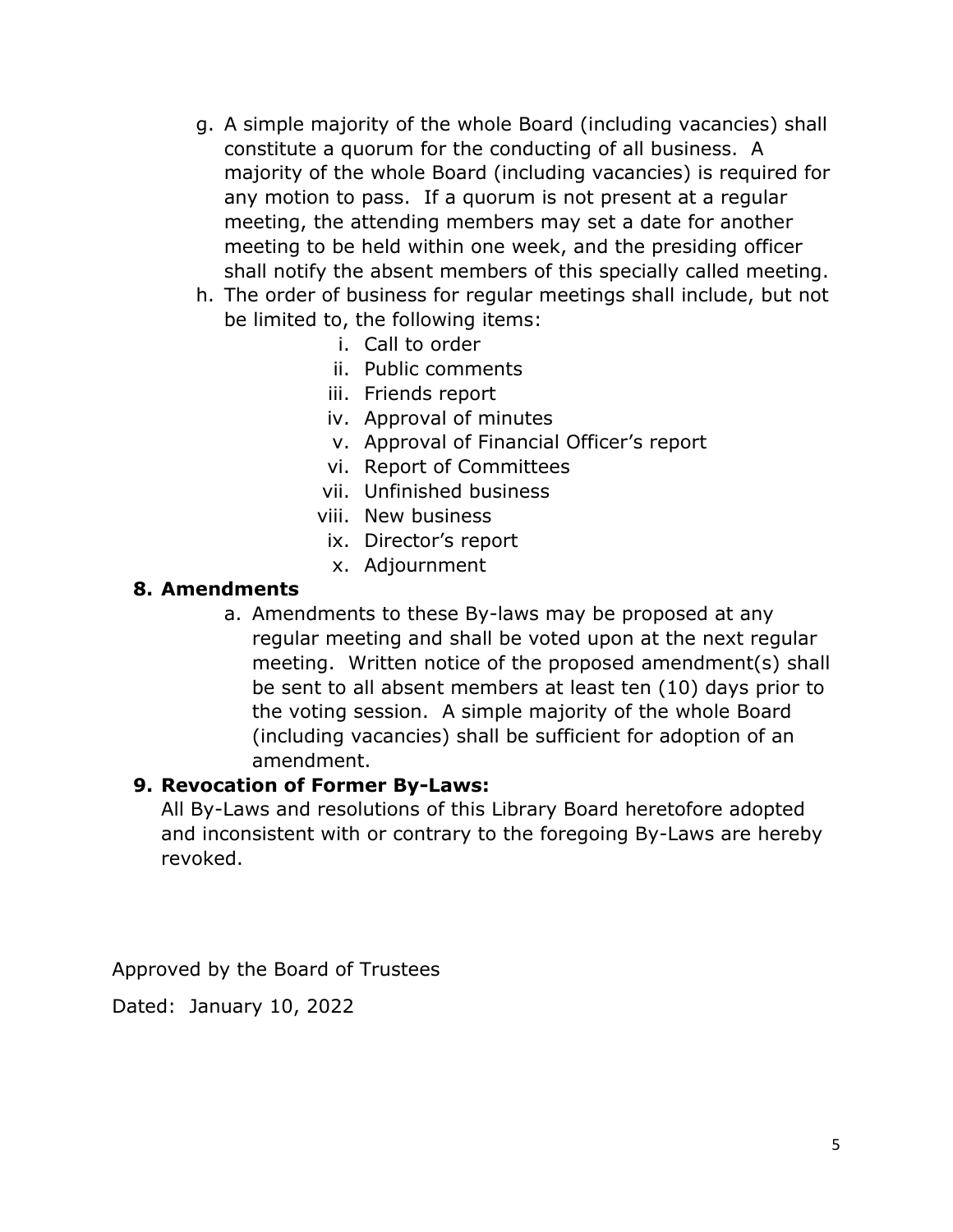g. A simple majority of the whole Board (including vacancies) shall constitute a quorum for the conducting of all business. A majority of the whole Board (including vacancies) is required for any motion to pass. If a quorum is not present at a regular meeting, the attending members may set a date for another meeting to be held within one week, and the presiding officer shall notify the absent members of this specially called meeting.

h. The order of business for regular meetings shall include, but not be limited to, the following items:

    i. Call to order
    ii. Public comments
    iii. Friends report
    iv. Approval of minutes
    v. Approval of Financial Officer's report
    vi. Report of Committees
    vii. Unfinished business
    viii. New business
    ix. Director's report
    x. Adjournment

**8. Amendments**

a. Amendments to these By-laws may be proposed at any regular meeting and shall be voted upon at the next regular meeting. Written notice of the proposed amendment(s) shall be sent to all absent members at least ten (10) days prior to the voting session. A simple majority of the whole Board (including vacancies) shall be sufficient for adoption of an amendment.

**9. Revocation of Former By-Laws:**

All By-Laws and resolutions of this Library Board heretofore adopted and inconsistent with or contrary to the foregoing By-Laws are hereby revoked.

Approved by the Board of Trustees

Dated: January 10, 2022